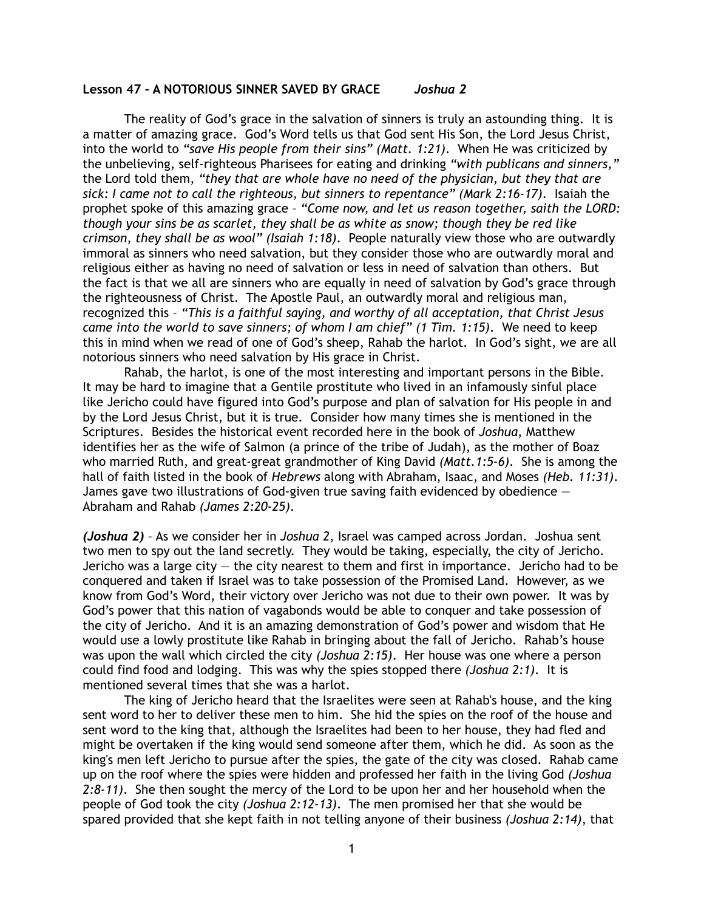**Lesson 47 – A NOTORIOUS SINNER SAVED BY GRACE** *Joshua 2*

The reality of God's grace in the salvation of sinners is truly an astounding thing. It is a matter of amazing grace. God's Word tells us that God sent His Son, the Lord Jesus Christ, into the world to *"save His people from their sins" (Matt. 1:21)*. When He was criticized by the unbelieving, self-righteous Pharisees for eating and drinking *"with publicans and sinners,"* the Lord told them, *"they that are whole have no need of the physician, but they that are sick: I came not to call the righteous, but sinners to repentance" (Mark 2:16-17)*. Isaiah the prophet spoke of this amazing grace – *"Come now, and let us reason together, saith the LORD: though your sins be as scarlet, they shall be as white as snow; though they be red like crimson, they shall be as wool" (Isaiah 1:18)*. People naturally view those who are outwardly immoral as sinners who need salvation, but they consider those who are outwardly moral and religious either as having no need of salvation or less in need of salvation than others. But the fact is that we all are sinners who are equally in need of salvation by God's grace through the righteousness of Christ. The Apostle Paul, an outwardly moral and religious man, recognized this – *"This is a faithful saying, and worthy of all acceptation, that Christ Jesus came into the world to save sinners; of whom I am chief" (1 Tim. 1:15)*. We need to keep this in mind when we read of one of God's sheep, Rahab the harlot. In God's sight, we are all notorious sinners who need salvation by His grace in Christ.

Rahab, the harlot, is one of the most interesting and important persons in the Bible. It may be hard to imagine that a Gentile prostitute who lived in an infamously sinful place like Jericho could have figured into God's purpose and plan of salvation for His people in and by the Lord Jesus Christ, but it is true. Consider how many times she is mentioned in the Scriptures. Besides the historical event recorded here in the book of *Joshua*, Matthew identifies her as the wife of Salmon (a prince of the tribe of Judah), as the mother of Boaz who married Ruth, and great-great grandmother of King David *(Matt.1:5-6)*. She is among the hall of faith listed in the book of *Hebrews* along with Abraham, Isaac, and Moses *(Heb. 11:31)*. James gave two illustrations of God-given true saving faith evidenced by obedience — Abraham and Rahab *(James 2:20-25)*.

***(Joshua 2)*** – As we consider her in *Joshua 2*, Israel was camped across Jordan. Joshua sent two men to spy out the land secretly. They would be taking, especially, the city of Jericho. Jericho was a large city — the city nearest to them and first in importance. Jericho had to be conquered and taken if Israel was to take possession of the Promised Land. However, as we know from God's Word, their victory over Jericho was not due to their own power. It was by God's power that this nation of vagabonds would be able to conquer and take possession of the city of Jericho. And it is an amazing demonstration of God's power and wisdom that He would use a lowly prostitute like Rahab in bringing about the fall of Jericho. Rahab's house was upon the wall which circled the city *(Joshua 2:15)*. Her house was one where a person could find food and lodging. This was why the spies stopped there *(Joshua 2:1)*. It is mentioned several times that she was a harlot.

The king of Jericho heard that the Israelites were seen at Rahab's house, and the king sent word to her to deliver these men to him. She hid the spies on the roof of the house and sent word to the king that, although the Israelites had been to her house, they had fled and might be overtaken if the king would send someone after them, which he did. As soon as the king's men left Jericho to pursue after the spies, the gate of the city was closed. Rahab came up on the roof where the spies were hidden and professed her faith in the living God *(Joshua 2:8-11)*. She then sought the mercy of the Lord to be upon her and her household when the people of God took the city *(Joshua 2:12-13)*. The men promised her that she would be spared provided that she kept faith in not telling anyone of their business *(Joshua 2:14)*, that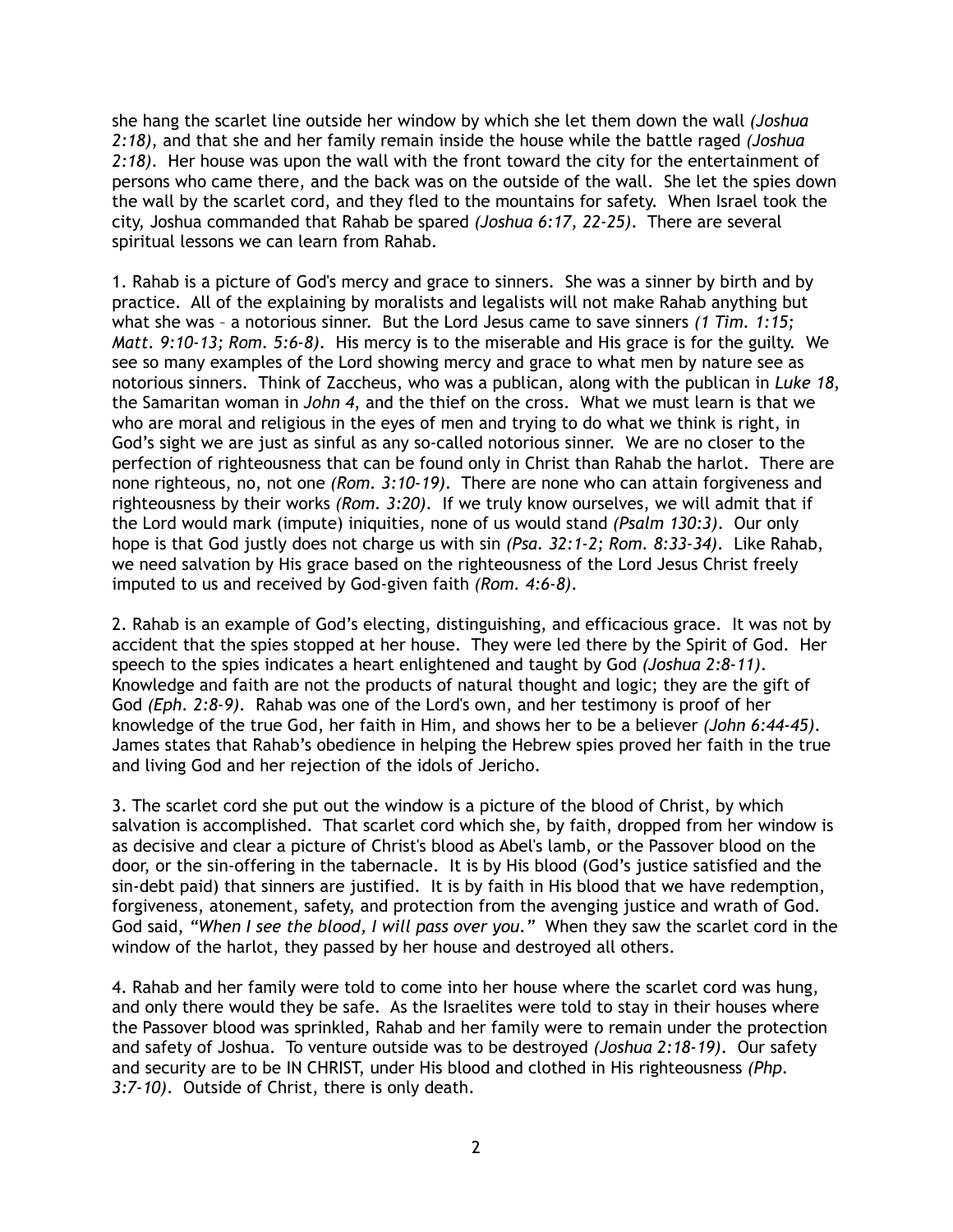she hang the scarlet line outside her window by which she let them down the wall *(Joshua 2:18)*, and that she and her family remain inside the house while the battle raged *(Joshua 2:18)*. Her house was upon the wall with the front toward the city for the entertainment of persons who came there, and the back was on the outside of the wall. She let the spies down the wall by the scarlet cord, and they fled to the mountains for safety. When Israel took the city, Joshua commanded that Rahab be spared *(Joshua 6:17, 22-25)*. There are several spiritual lessons we can learn from Rahab.

1. Rahab is a picture of God's mercy and grace to sinners. She was a sinner by birth and by practice. All of the explaining by moralists and legalists will not make Rahab anything but what she was – a notorious sinner. But the Lord Jesus came to save sinners *(1 Tim. 1:15; Matt. 9:10-13; Rom. 5:6-8)*. His mercy is to the miserable and His grace is for the guilty. We see so many examples of the Lord showing mercy and grace to what men by nature see as notorious sinners. Think of Zaccheus, who was a publican, along with the publican in *Luke 18*, the Samaritan woman in *John 4*, and the thief on the cross. What we must learn is that we who are moral and religious in the eyes of men and trying to do what we think is right, in God's sight we are just as sinful as any so-called notorious sinner. We are no closer to the perfection of righteousness that can be found only in Christ than Rahab the harlot. There are none righteous, no, not one *(Rom. 3:10-19)*. There are none who can attain forgiveness and righteousness by their works *(Rom. 3:20)*. If we truly know ourselves, we will admit that if the Lord would mark (impute) iniquities, none of us would stand *(Psalm 130:3)*. Our only hope is that God justly does not charge us with sin *(Psa. 32:1-2; Rom. 8:33-34)*. Like Rahab, we need salvation by His grace based on the righteousness of the Lord Jesus Christ freely imputed to us and received by God-given faith *(Rom. 4:6-8)*.

2. Rahab is an example of God's electing, distinguishing, and efficacious grace. It was not by accident that the spies stopped at her house. They were led there by the Spirit of God. Her speech to the spies indicates a heart enlightened and taught by God *(Joshua 2:8-11)*. Knowledge and faith are not the products of natural thought and logic; they are the gift of God *(Eph. 2:8-9)*. Rahab was one of the Lord's own, and her testimony is proof of her knowledge of the true God, her faith in Him, and shows her to be a believer *(John 6:44-45)*. James states that Rahab's obedience in helping the Hebrew spies proved her faith in the true and living God and her rejection of the idols of Jericho.

3. The scarlet cord she put out the window is a picture of the blood of Christ, by which salvation is accomplished. That scarlet cord which she, by faith, dropped from her window is as decisive and clear a picture of Christ's blood as Abel's lamb, or the Passover blood on the door, or the sin-offering in the tabernacle. It is by His blood (God's justice satisfied and the sin-debt paid) that sinners are justified. It is by faith in His blood that we have redemption, forgiveness, atonement, safety, and protection from the avenging justice and wrath of God. God said, *"When I see the blood, I will pass over you."* When they saw the scarlet cord in the window of the harlot, they passed by her house and destroyed all others.

4. Rahab and her family were told to come into her house where the scarlet cord was hung, and only there would they be safe. As the Israelites were told to stay in their houses where the Passover blood was sprinkled, Rahab and her family were to remain under the protection and safety of Joshua. To venture outside was to be destroyed *(Joshua 2:18-19)*. Our safety and security are to be IN CHRIST, under His blood and clothed in His righteousness *(Php. 3:7-10)*. Outside of Christ, there is only death.